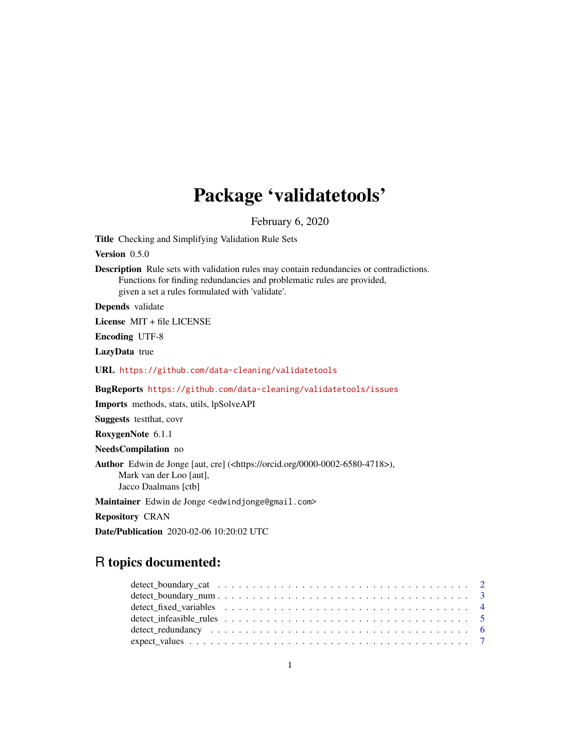# Package 'validatetools'

February 6, 2020

**Title** Checking and Simplifying Validation Rule Sets

**Version** 0.5.0

**Description** Rule sets with validation rules may contain redundancies or contradictions.
Functions for finding redundancies and problematic rules are provided,
given a set a rules formulated with 'validate'.

**Depends** validate

**License** MIT + file LICENSE

**Encoding** UTF-8

**LazyData** true

**URL** https://github.com/data-cleaning/validatetools

**BugReports** https://github.com/data-cleaning/validatetools/issues

**Imports** methods, stats, utils, lpSolveAPI

**Suggests** testthat, covr

**RoxygenNote** 6.1.1

**NeedsCompilation** no

**Author** Edwin de Jonge [aut, cre] (<https://orcid.org/0000-0002-6580-4718>),
Mark van der Loo [aut],
Jacco Daalmans [ctb]

**Maintainer** Edwin de Jonge <edwindjonge@gmail.com>

**Repository** CRAN

**Date/Publication** 2020-02-06 10:20:02 UTC

## R topics documented:

- detect_boundary_cat . . . . . . . . . . . . . . . . . . . . . . . . . . . . . . . . . . . 2
- detect_boundary_num . . . . . . . . . . . . . . . . . . . . . . . . . . . . . . . . . . . 3
- detect_fixed_variables . . . . . . . . . . . . . . . . . . . . . . . . . . . . . . . . . . 4
- detect_infeasible_rules . . . . . . . . . . . . . . . . . . . . . . . . . . . . . . . . . . 5
- detect_redundancy . . . . . . . . . . . . . . . . . . . . . . . . . . . . . . . . . . . . 6
- expect_values . . . . . . . . . . . . . . . . . . . . . . . . . . . . . . . . . . . . . . 7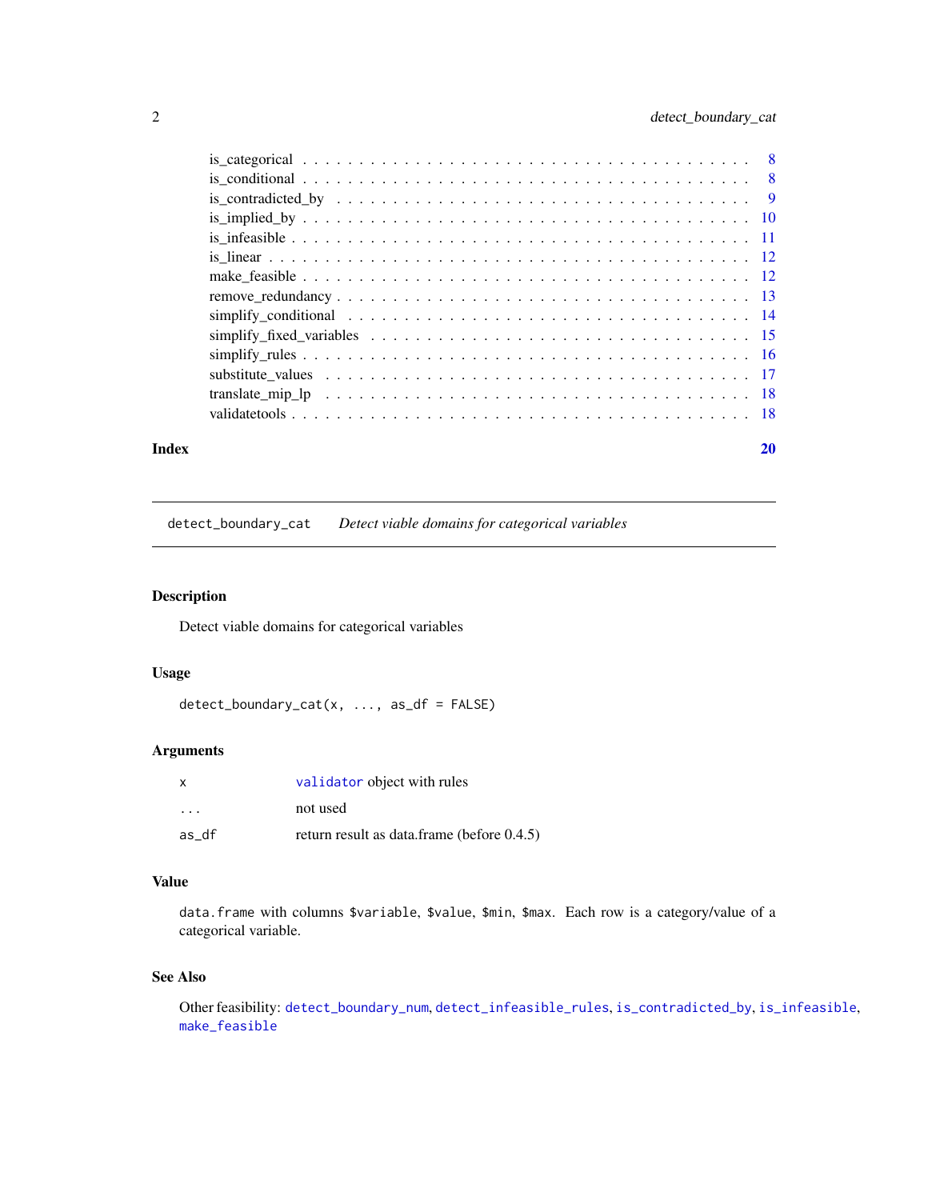is_categorical . . . . . . . . . . . . . . . . . . . . . . . . . . . . . . . . . . . . . 8
is_conditional . . . . . . . . . . . . . . . . . . . . . . . . . . . . . . . . . . . . . 8
is_contradicted_by . . . . . . . . . . . . . . . . . . . . . . . . . . . . . . . . . . 9
is_implied_by . . . . . . . . . . . . . . . . . . . . . . . . . . . . . . . . . . . . . 10
is_infeasible . . . . . . . . . . . . . . . . . . . . . . . . . . . . . . . . . . . . . 11
is_linear . . . . . . . . . . . . . . . . . . . . . . . . . . . . . . . . . . . . . . . 12
make_feasible . . . . . . . . . . . . . . . . . . . . . . . . . . . . . . . . . . . . 12
remove_redundancy . . . . . . . . . . . . . . . . . . . . . . . . . . . . . . . . . 13
simplify_conditional . . . . . . . . . . . . . . . . . . . . . . . . . . . . . . . . 14
simplify_fixed_variables . . . . . . . . . . . . . . . . . . . . . . . . . . . . . 15
simplify_rules . . . . . . . . . . . . . . . . . . . . . . . . . . . . . . . . . . . . 16
substitute_values . . . . . . . . . . . . . . . . . . . . . . . . . . . . . . . . . 17
translate_mip_lp . . . . . . . . . . . . . . . . . . . . . . . . . . . . . . . . . . 18
validatetools . . . . . . . . . . . . . . . . . . . . . . . . . . . . . . . . . . . . . 18

**Index** **20**

---

## detect_boundary_cat *Detect viable domains for categorical variables*

---

### Description

Detect viable domains for categorical variables

### Usage

```
detect_boundary_cat(x, ..., as_df = FALSE)
```

### Arguments

| | |
|---|---|
| x | validator object with rules |
| ... | not used |
| as_df | return result as data.frame (before 0.4.5) |

### Value

data.frame with columns $variable, $value, $min, $max. Each row is a category/value of a categorical variable.

### See Also

Other feasibility: detect_boundary_num, detect_infeasible_rules, is_contradicted_by, is_infeasible, make_feasible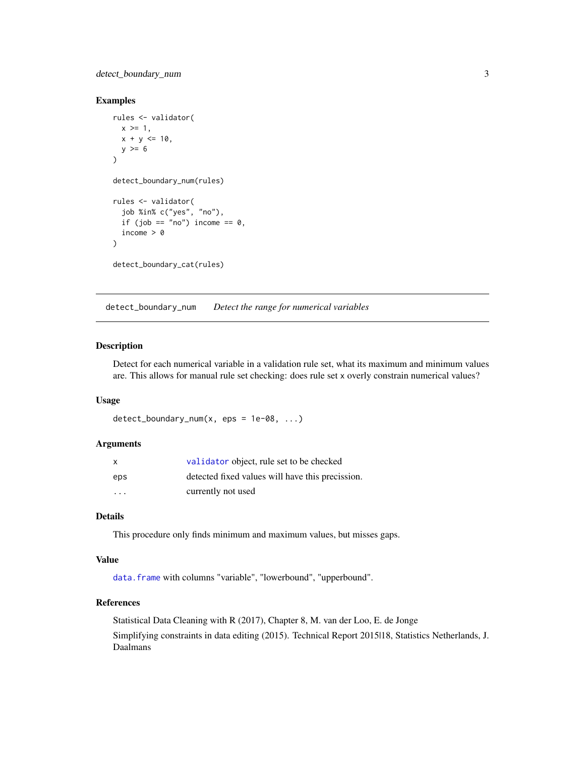### Examples

```
rules <- validator(
  x >= 1,
  x + y <= 10,
  y >= 6
)

detect_boundary_num(rules)

rules <- validator(
  job %in% c("yes", "no"),
  if (job == "no") income == 0,
  income > 0
)

detect_boundary_cat(rules)
```

---

## detect_boundary_num *Detect the range for numerical variables*

### Description

Detect for each numerical variable in a validation rule set, what its maximum and minimum values are. This allows for manual rule set checking: does rule set x overly constrain numerical values?

### Usage

```
detect_boundary_num(x, eps = 1e-08, ...)
```

### Arguments

| | |
|---|---|
| x | validator object, rule set to be checked |
| eps | detected fixed values will have this precission. |
| ... | currently not used |

### Details

This procedure only finds minimum and maximum values, but misses gaps.

### Value

data.frame with columns "variable", "lowerbound", "upperbound".

### References

Statistical Data Cleaning with R (2017), Chapter 8, M. van der Loo, E. de Jonge

Simplifying constraints in data editing (2015). Technical Report 2015|18, Statistics Netherlands, J. Daalmans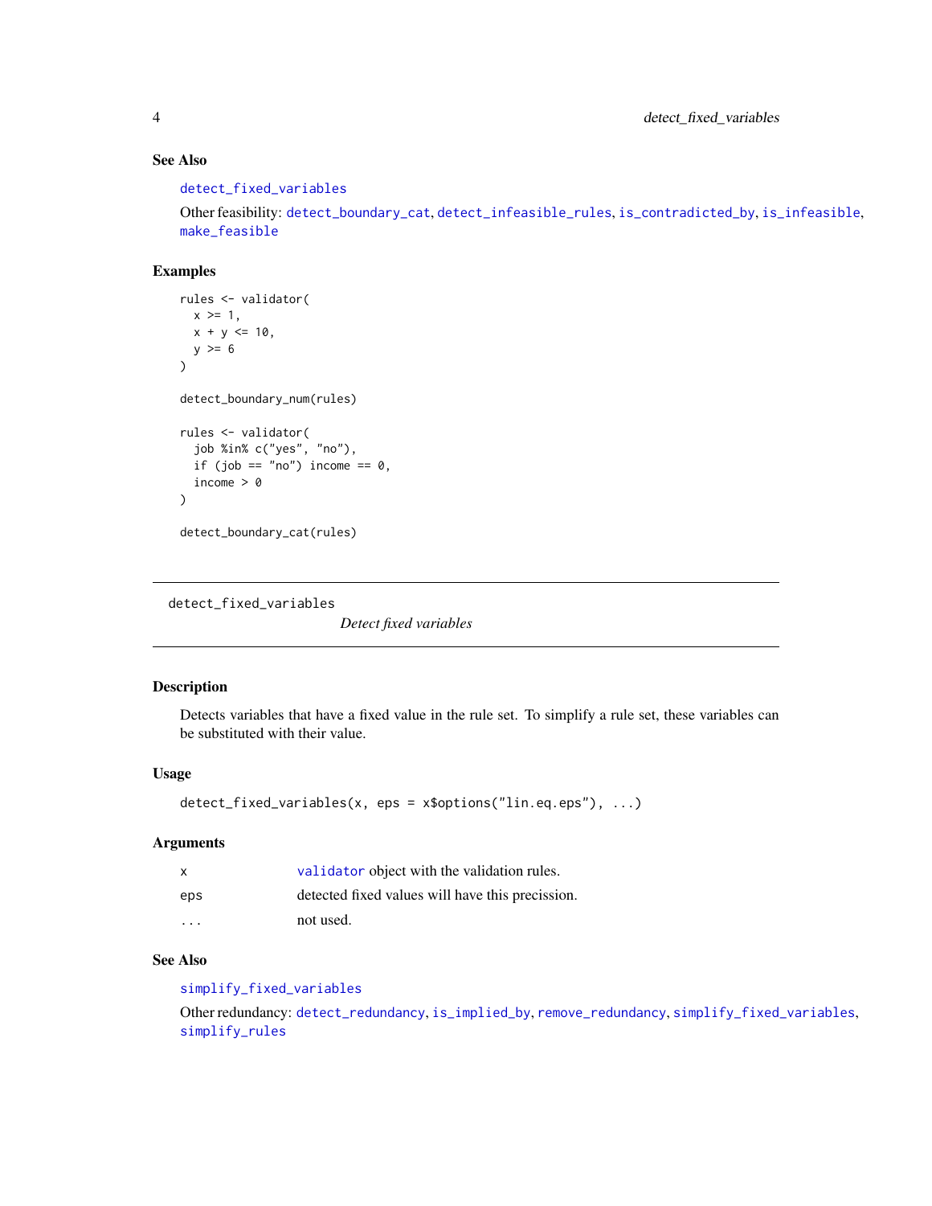### See Also

detect_fixed_variables

Other feasibility: detect_boundary_cat, detect_infeasible_rules, is_contradicted_by, is_infeasible, make_feasible

### Examples

```
rules <- validator(
  x >= 1,
  x + y <= 10,
  y >= 6
)

detect_boundary_num(rules)

rules <- validator(
  job %in% c("yes", "no"),
  if (job == "no") income == 0,
  income > 0
)

detect_boundary_cat(rules)
```

---

## detect_fixed_variables

*Detect fixed variables*

---

### Description

Detects variables that have a fixed value in the rule set. To simplify a rule set, these variables can be substituted with their value.

### Usage

```
detect_fixed_variables(x, eps = x$options("lin.eq.eps"), ...)
```

### Arguments

| | |
|---|---|
| x | validator object with the validation rules. |
| eps | detected fixed values will have this precission. |
| ... | not used. |

### See Also

simplify_fixed_variables

Other redundancy: detect_redundancy, is_implied_by, remove_redundancy, simplify_fixed_variables, simplify_rules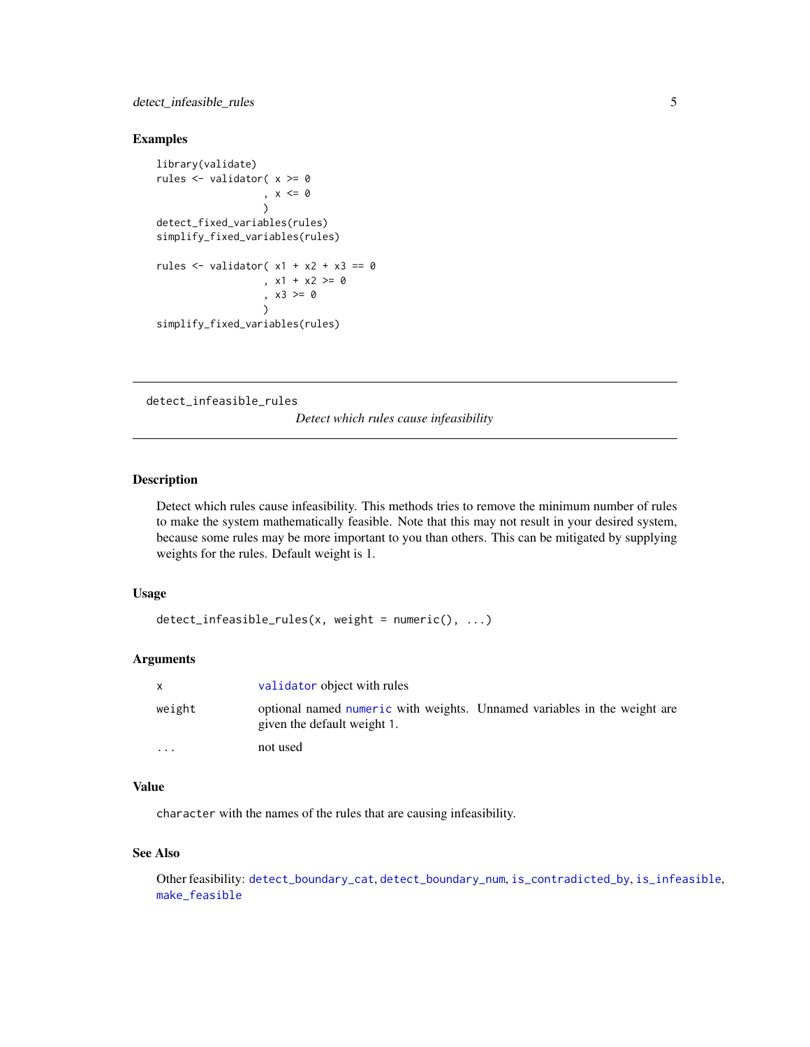### Examples

```
library(validate)
rules <- validator( x >= 0
                  , x <= 0
                  )
detect_fixed_variables(rules)
simplify_fixed_variables(rules)

rules <- validator( x1 + x2 + x3 == 0
                  , x1 + x2 >= 0
                  , x3 >= 0
                  )
simplify_fixed_variables(rules)
```

---

## detect_infeasible_rules

*Detect which rules cause infeasibility*

---

### Description

Detect which rules cause infeasibility. This methods tries to remove the minimum number of rules to make the system mathematically feasible. Note that this may not result in your desired system, because some rules may be more important to you than others. This can be mitigated by supplying weights for the rules. Default weight is 1.

### Usage

```
detect_infeasible_rules(x, weight = numeric(), ...)
```

### Arguments

| | |
|---|---|
| `x` | `validator` object with rules |
| `weight` | optional named `numeric` with weights. Unnamed variables in the weight are given the default weight 1. |
| `...` | not used |

### Value

`character` with the names of the rules that are causing infeasibility.

### See Also

Other feasibility: `detect_boundary_cat`, `detect_boundary_num`, `is_contradicted_by`, `is_infeasible`, `make_feasible`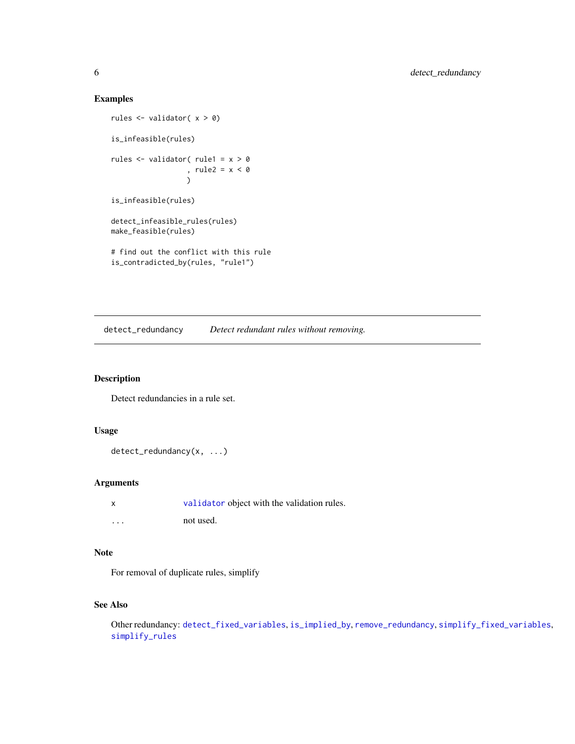## Examples

```
rules <- validator( x > 0)

is_infeasible(rules)

rules <- validator( rule1 = x > 0
                  , rule2 = x < 0
                  )

is_infeasible(rules)

detect_infeasible_rules(rules)
make_feasible(rules)

# find out the conflict with this rule
is_contradicted_by(rules, "rule1")
```

---

# detect_redundancy    *Detect redundant rules without removing.*

---

## Description

Detect redundancies in a rule set.

## Usage

```
detect_redundancy(x, ...)
```

## Arguments

| | |
|---|---|
| x | validator object with the validation rules. |
| ... | not used. |

## Note

For removal of duplicate rules, simplify

## See Also

Other redundancy: detect_fixed_variables, is_implied_by, remove_redundancy, simplify_fixed_variables, simplify_rules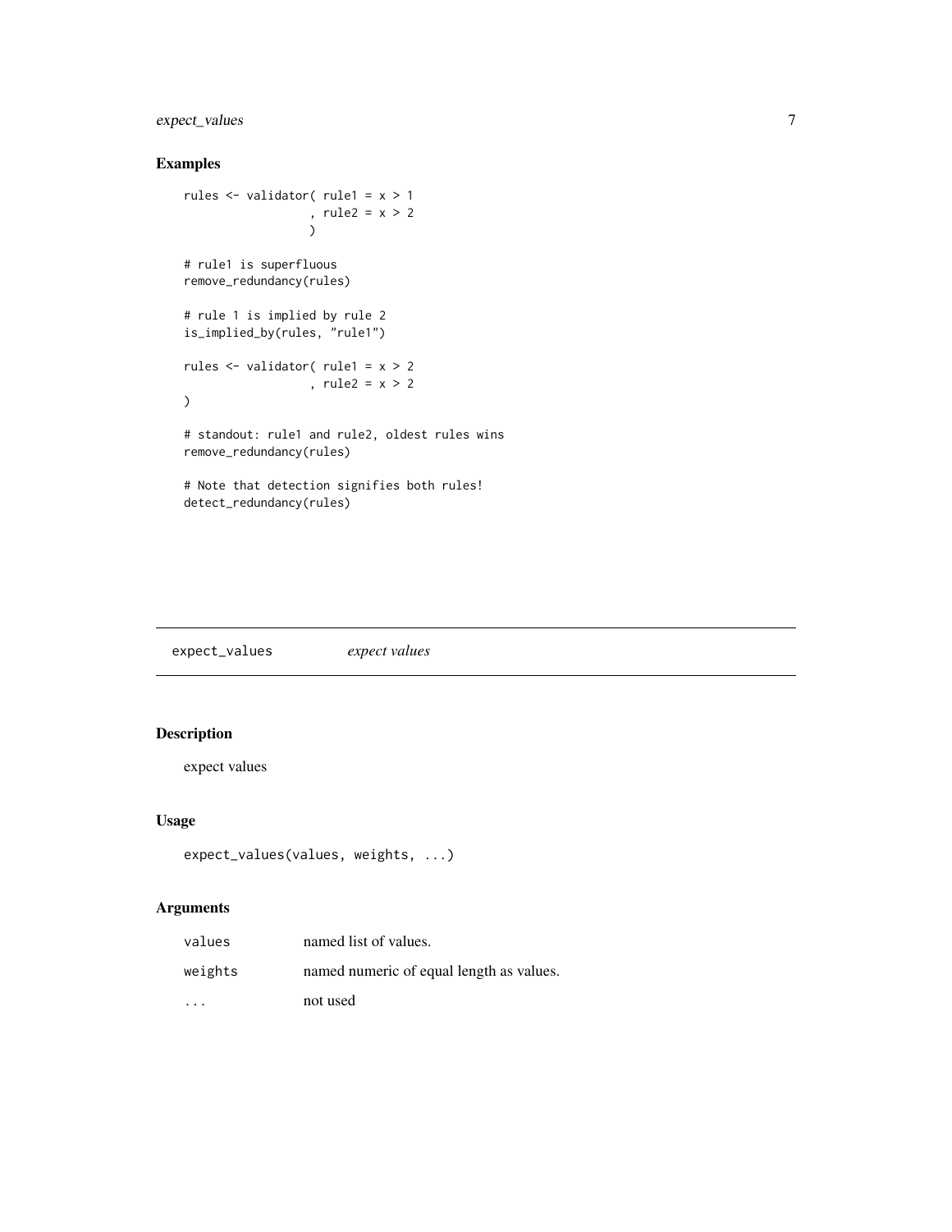## Examples

```
rules <- validator( rule1 = x > 1
                  , rule2 = x > 2
                  )

# rule1 is superfluous
remove_redundancy(rules)

# rule 1 is implied by rule 2
is_implied_by(rules, "rule1")

rules <- validator( rule1 = x > 2
                  , rule2 = x > 2
)

# standout: rule1 and rule2, oldest rules wins
remove_redundancy(rules)

# Note that detection signifies both rules!
detect_redundancy(rules)
```

---

`expect_values` *expect values*

---

## Description

expect values

## Usage

```
expect_values(values, weights, ...)
```

## Arguments

| | |
|---|---|
| `values` | named list of values. |
| `weights` | named numeric of equal length as values. |
| `...` | not used |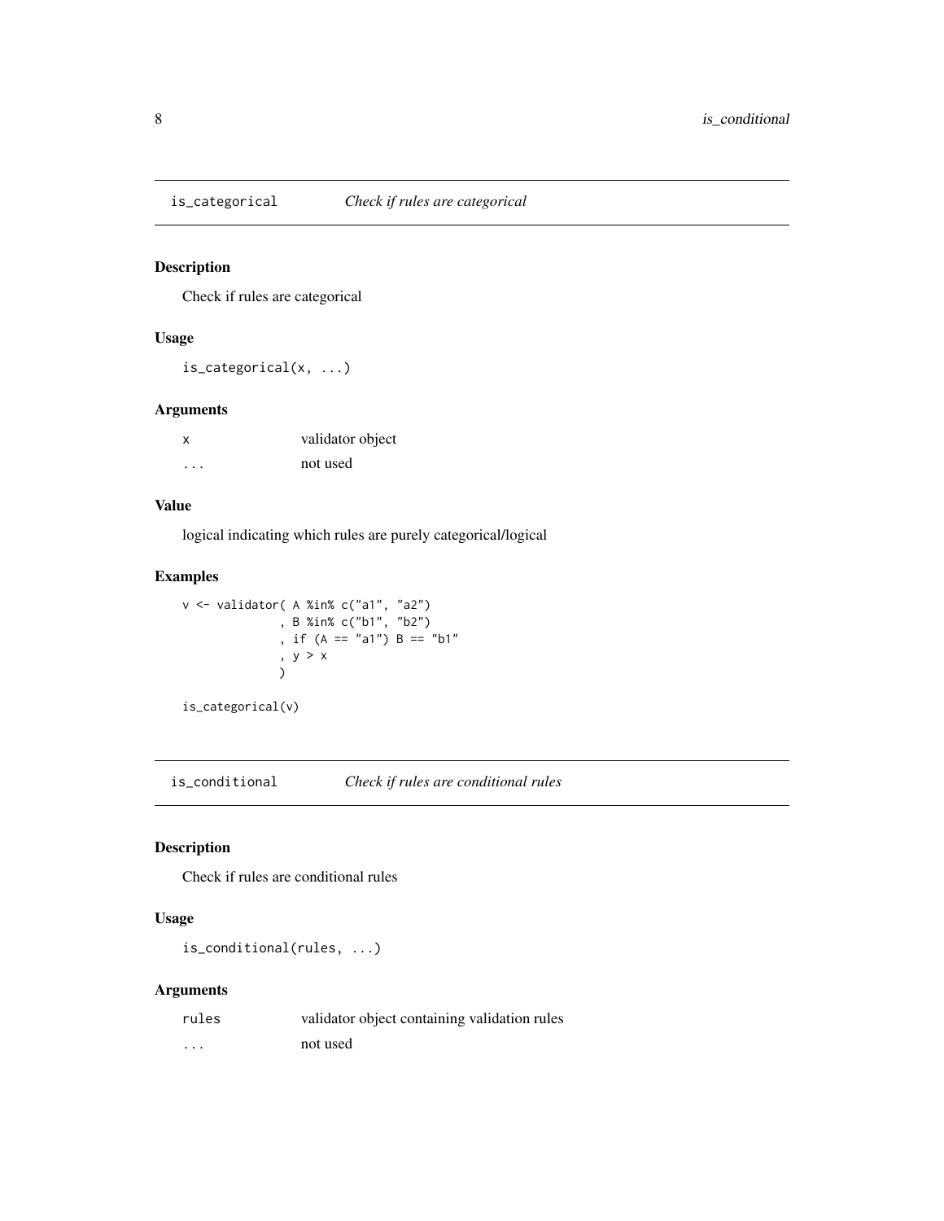## `is_categorical` *Check if rules are categorical*

### Description

Check if rules are categorical

### Usage

```
is_categorical(x, ...)
```

### Arguments

| | |
|---|---|
| `x` | validator object |
| `...` | not used |

### Value

logical indicating which rules are purely categorical/logical

### Examples

```
v <- validator( A %in% c("a1", "a2")
              , B %in% c("b1", "b2")
              , if (A == "a1") B == "b1"
              , y > x
              )

is_categorical(v)
```

## `is_conditional` *Check if rules are conditional rules*

### Description

Check if rules are conditional rules

### Usage

```
is_conditional(rules, ...)
```

### Arguments

| | |
|---|---|
| `rules` | validator object containing validation rules |
| `...` | not used |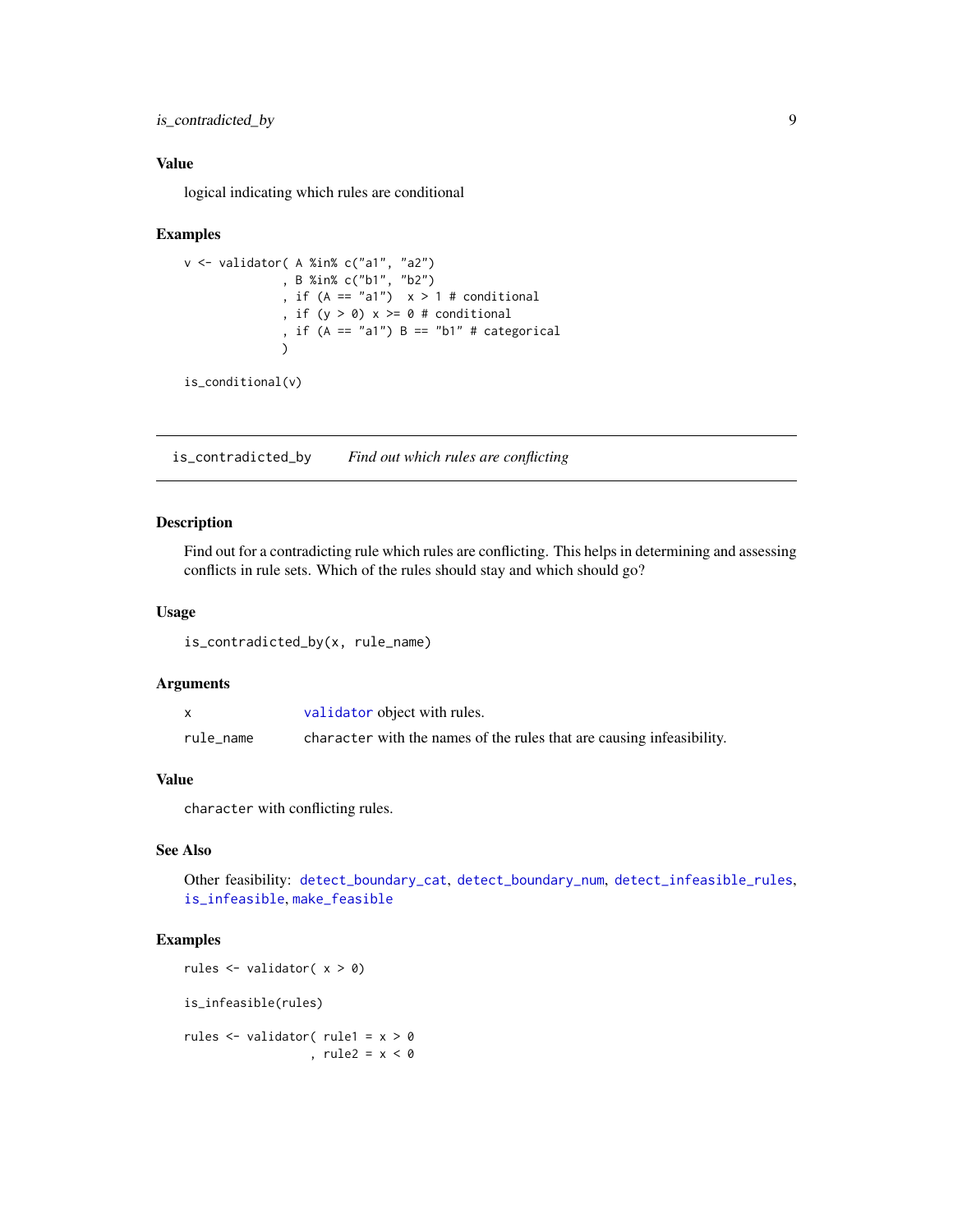### Value

logical indicating which rules are conditional

### Examples

```
v <- validator( A %in% c("a1", "a2")
              , B %in% c("b1", "b2")
              , if (A == "a1")  x > 1 # conditional
              , if (y > 0) x >= 0 # conditional
              , if (A == "a1") B == "b1" # categorical
              )

is_conditional(v)
```

---

## is_contradicted_by — *Find out which rules are conflicting*

---

### Description

Find out for a contradicting rule which rules are conflicting. This helps in determining and assessing conflicts in rule sets. Which of the rules should stay and which should go?

### Usage

```
is_contradicted_by(x, rule_name)
```

### Arguments

| | |
|---|---|
| `x` | `validator` object with rules. |
| `rule_name` | `character` with the names of the rules that are causing infeasibility. |

### Value

`character` with conflicting rules.

### See Also

Other feasibility: `detect_boundary_cat`, `detect_boundary_num`, `detect_infeasible_rules`, `is_infeasible`, `make_feasible`

### Examples

```
rules <- validator( x > 0)

is_infeasible(rules)

rules <- validator( rule1 = x > 0
                  , rule2 = x < 0
```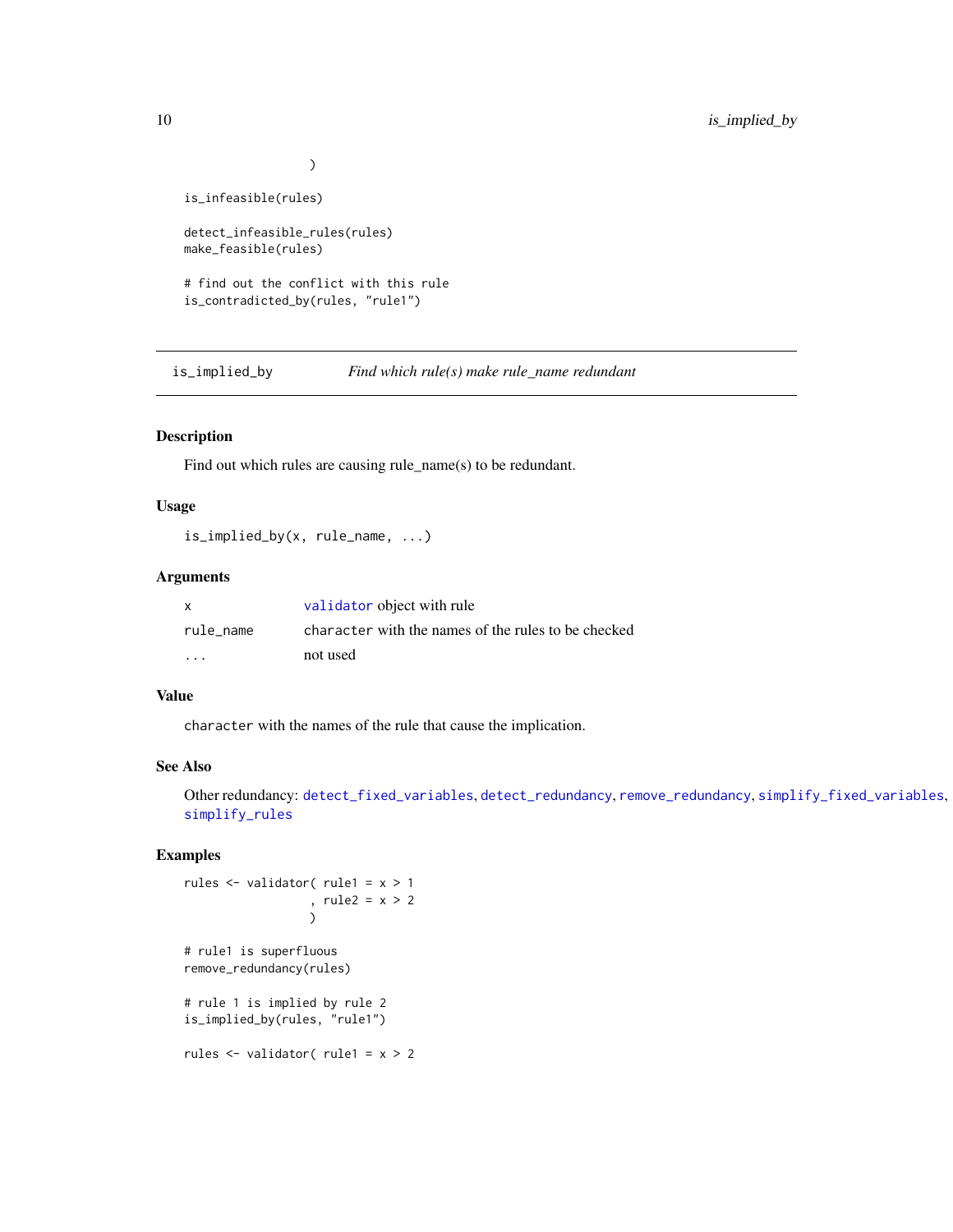```
                  )

is_infeasible(rules)

detect_infeasible_rules(rules)
make_feasible(rules)

# find out the conflict with this rule
is_contradicted_by(rules, "rule1")
```

## is_implied_by — *Find which rule(s) make rule_name redundant*

### Description

Find out which rules are causing rule_name(s) to be redundant.

### Usage

```
is_implied_by(x, rule_name, ...)
```

### Arguments

| | |
|---|---|
| x | `validator` object with rule |
| rule_name | `character` with the names of the rules to be checked |
| ... | not used |

### Value

`character` with the names of the rule that cause the implication.

### See Also

Other redundancy: `detect_fixed_variables`, `detect_redundancy`, `remove_redundancy`, `simplify_fixed_variables`, `simplify_rules`

### Examples

```
rules <- validator( rule1 = x > 1
                  , rule2 = x > 2
                  )

# rule1 is superfluous
remove_redundancy(rules)

# rule 1 is implied by rule 2
is_implied_by(rules, "rule1")

rules <- validator( rule1 = x > 2
```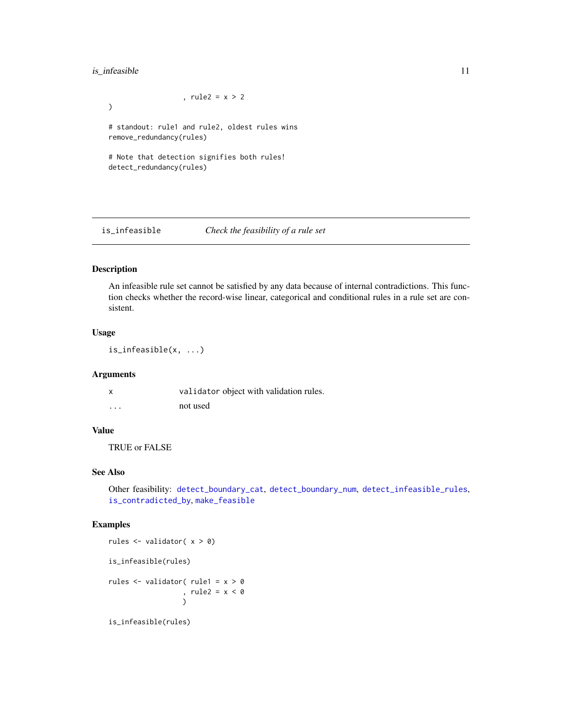```
                    , rule2 = x > 2
)

# standout: rule1 and rule2, oldest rules wins
remove_redundancy(rules)

# Note that detection signifies both rules!
detect_redundancy(rules)
```

---

## is_infeasible — *Check the feasibility of a rule set*

### Description

An infeasible rule set cannot be satisfied by any data because of internal contradictions. This function checks whether the record-wise linear, categorical and conditional rules in a rule set are consistent.

### Usage

```
is_infeasible(x, ...)
```

### Arguments

| | |
|---|---|
| x | `validator` object with validation rules. |
| ... | not used |

### Value

TRUE or FALSE

### See Also

Other feasibility: `detect_boundary_cat`, `detect_boundary_num`, `detect_infeasible_rules`, `is_contradicted_by`, `make_feasible`

### Examples

```
rules <- validator( x > 0)

is_infeasible(rules)

rules <- validator( rule1 = x > 0
                  , rule2 = x < 0
                  )

is_infeasible(rules)
```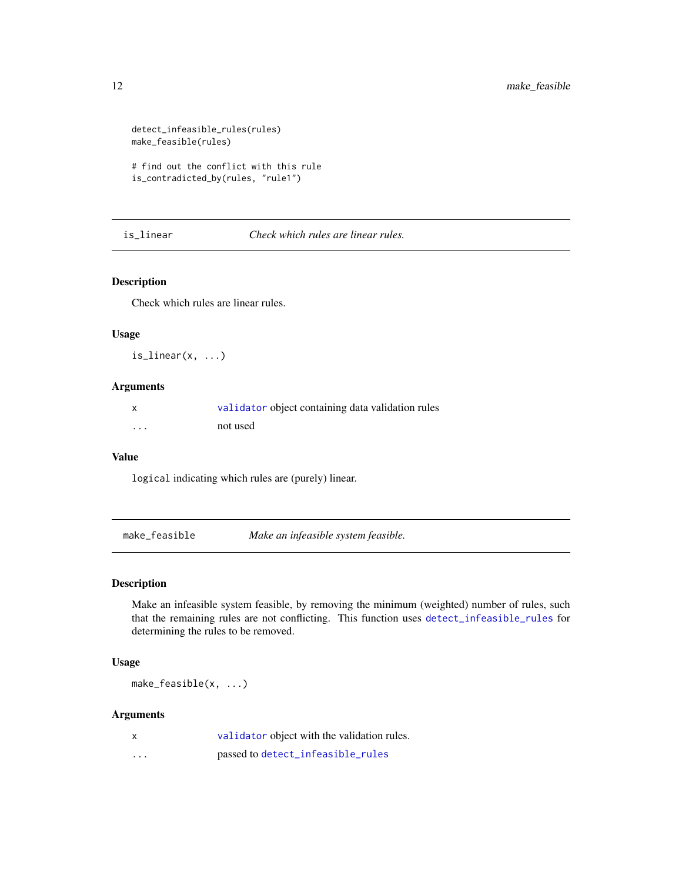```
detect_infeasible_rules(rules)
make_feasible(rules)

# find out the conflict with this rule
is_contradicted_by(rules, "rule1")
```

## is_linear &nbsp;&nbsp;&nbsp;&nbsp; *Check which rules are linear rules.*

### Description

Check which rules are linear rules.

### Usage

```
is_linear(x, ...)
```

### Arguments

| | |
|---|---|
| x | validator object containing data validation rules |
| ... | not used |

### Value

`logical` indicating which rules are (purely) linear.

## make_feasible &nbsp;&nbsp;&nbsp;&nbsp; *Make an infeasible system feasible.*

### Description

Make an infeasible system feasible, by removing the minimum (weighted) number of rules, such that the remaining rules are not conflicting. This function uses detect_infeasible_rules for determining the rules to be removed.

### Usage

```
make_feasible(x, ...)
```

### Arguments

| | |
|---|---|
| x | validator object with the validation rules. |
| ... | passed to detect_infeasible_rules |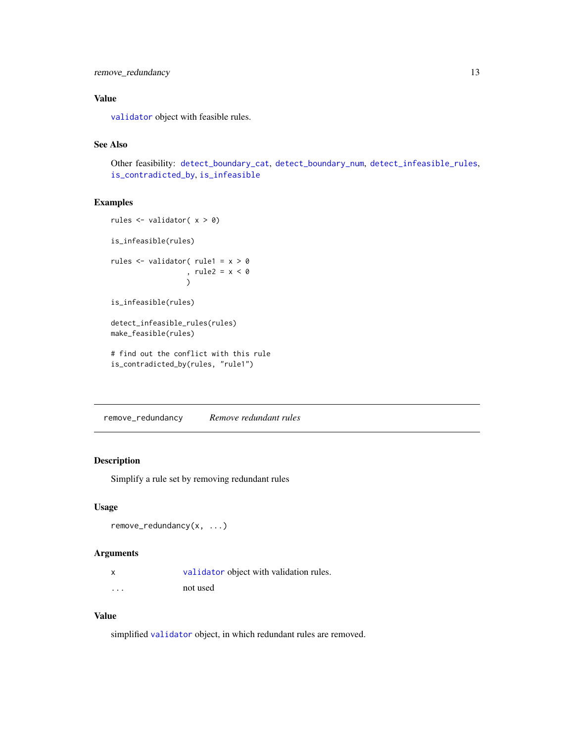### Value

validator object with feasible rules.

### See Also

Other feasibility: detect_boundary_cat, detect_boundary_num, detect_infeasible_rules, is_contradicted_by, is_infeasible

### Examples

```
rules <- validator( x > 0)

is_infeasible(rules)

rules <- validator( rule1 = x > 0
                  , rule2 = x < 0
                  )

is_infeasible(rules)

detect_infeasible_rules(rules)
make_feasible(rules)

# find out the conflict with this rule
is_contradicted_by(rules, "rule1")
```

---

## remove_redundancy — *Remove redundant rules*

---

### Description

Simplify a rule set by removing redundant rules

### Usage

```
remove_redundancy(x, ...)
```

### Arguments

| | |
|---|---|
| x | validator object with validation rules. |
| ... | not used |

### Value

simplified validator object, in which redundant rules are removed.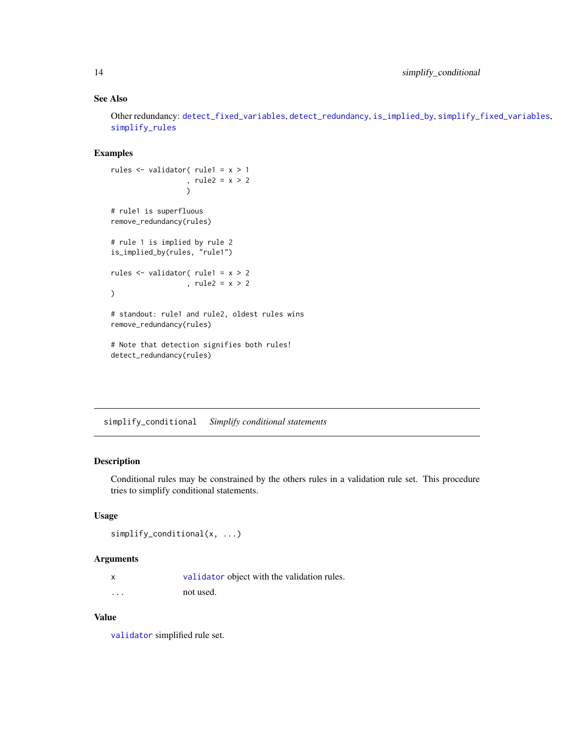### See Also

Other redundancy: detect_fixed_variables, detect_redundancy, is_implied_by, simplify_fixed_variables, simplify_rules

### Examples

```
rules <- validator( rule1 = x > 1
                  , rule2 = x > 2
                  )

# rule1 is superfluous
remove_redundancy(rules)

# rule 1 is implied by rule 2
is_implied_by(rules, "rule1")

rules <- validator( rule1 = x > 2
                  , rule2 = x > 2
)

# standout: rule1 and rule2, oldest rules wins
remove_redundancy(rules)

# Note that detection signifies both rules!
detect_redundancy(rules)
```

---

## simplify_conditional    *Simplify conditional statements*

---

### Description

Conditional rules may be constrained by the others rules in a validation rule set. This procedure tries to simplify conditional statements.

### Usage

```
simplify_conditional(x, ...)
```

### Arguments

| | |
|---|---|
| x | validator object with the validation rules. |
| ... | not used. |

### Value

validator simplified rule set.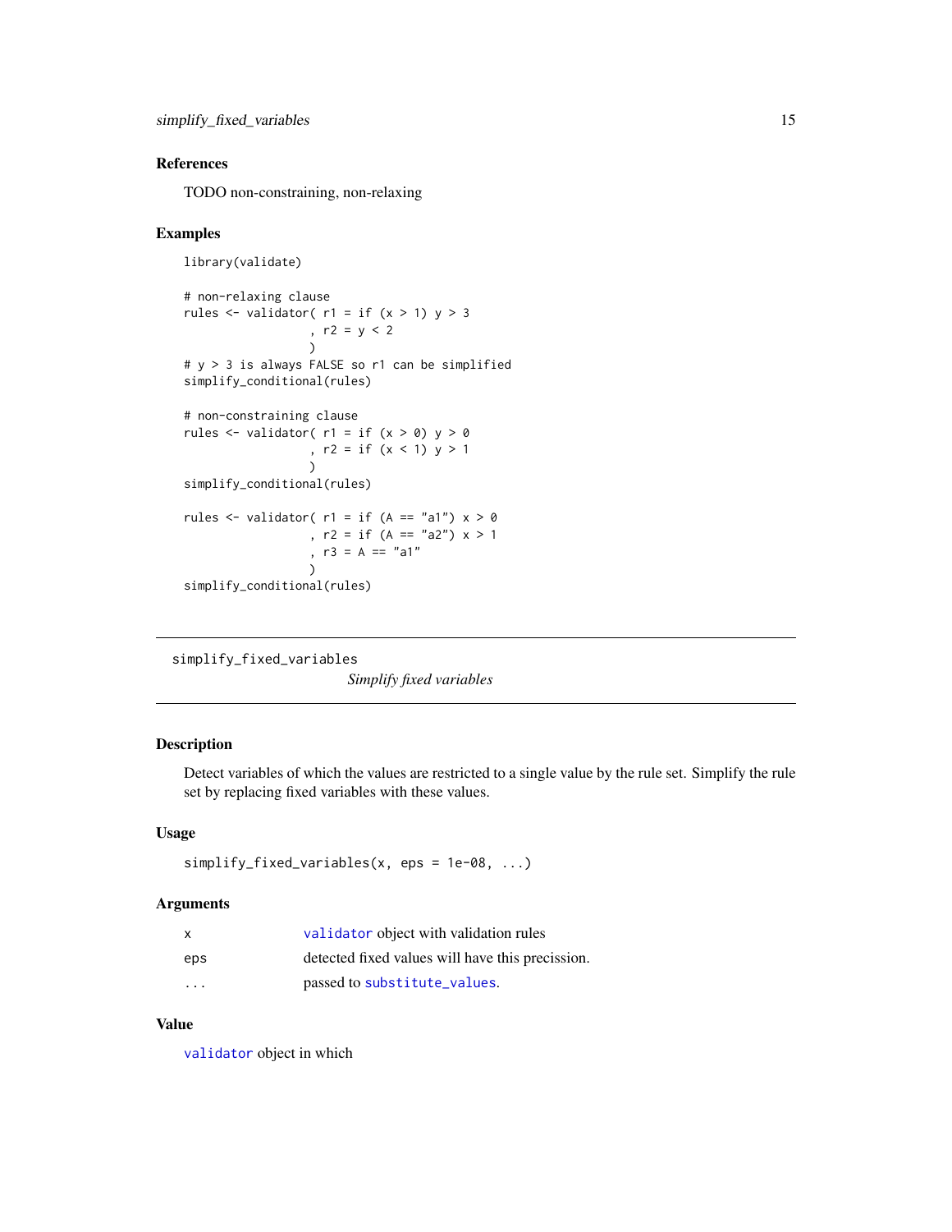## References

TODO non-constraining, non-relaxing

## Examples

```
library(validate)

# non-relaxing clause
rules <- validator( r1 = if (x > 1) y > 3
                  , r2 = y < 2
                  )
# y > 3 is always FALSE so r1 can be simplified
simplify_conditional(rules)

# non-constraining clause
rules <- validator( r1 = if (x > 0) y > 0
                  , r2 = if (x < 1) y > 1
                  )
simplify_conditional(rules)

rules <- validator( r1 = if (A == "a1") x > 0
                  , r2 = if (A == "a2") x > 1
                  , r3 = A == "a1"
                  )
simplify_conditional(rules)
```

---

# simplify_fixed_variables

*Simplify fixed variables*

---

## Description

Detect variables of which the values are restricted to a single value by the rule set. Simplify the rule set by replacing fixed variables with these values.

## Usage

```
simplify_fixed_variables(x, eps = 1e-08, ...)
```

## Arguments

| | |
|---|---|
| x | validator object with validation rules |
| eps | detected fixed values will have this precission. |
| ... | passed to substitute_values. |

## Value

validator object in which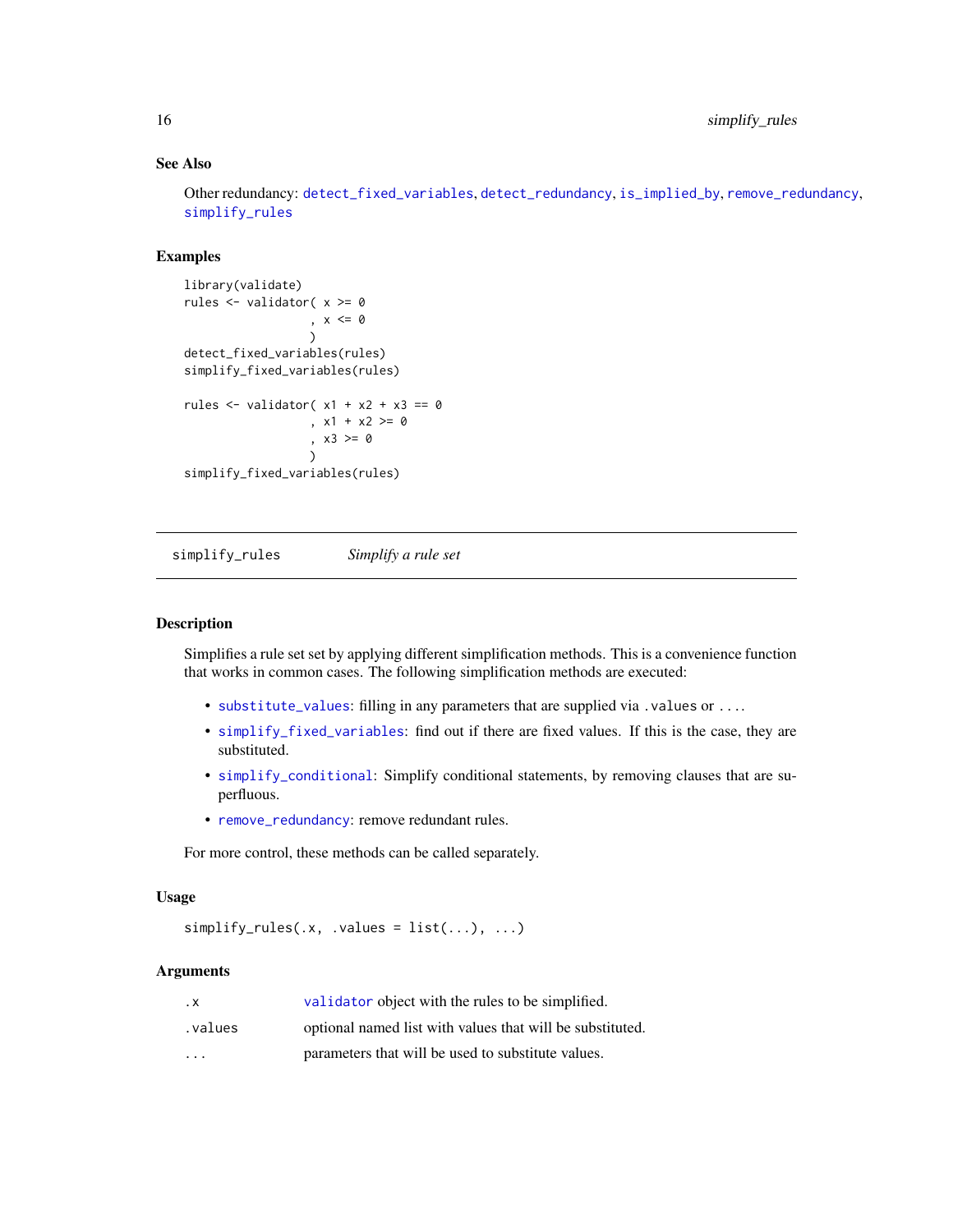### See Also

Other redundancy: detect_fixed_variables, detect_redundancy, is_implied_by, remove_redundancy, simplify_rules

### Examples

```
library(validate)
rules <- validator( x >= 0
                  , x <= 0
                  )
detect_fixed_variables(rules)
simplify_fixed_variables(rules)

rules <- validator( x1 + x2 + x3 == 0
                  , x1 + x2 >= 0
                  , x3 >= 0
                  )
simplify_fixed_variables(rules)
```

---

## simplify_rules — *Simplify a rule set*

---

### Description

Simplifies a rule set set by applying different simplification methods. This is a convenience function that works in common cases. The following simplification methods are executed:

- `substitute_values`: filling in any parameters that are supplied via `.values` or `...`.
- `simplify_fixed_variables`: find out if there are fixed values. If this is the case, they are substituted.
- `simplify_conditional`: Simplify conditional statements, by removing clauses that are superfluous.
- `remove_redundancy`: remove redundant rules.

For more control, these methods can be called separately.

### Usage

```
simplify_rules(.x, .values = list(...), ...)
```

### Arguments

| | |
|---|---|
| `.x` | `validator` object with the rules to be simplified. |
| `.values` | optional named list with values that will be substituted. |
| `...` | parameters that will be used to substitute values. |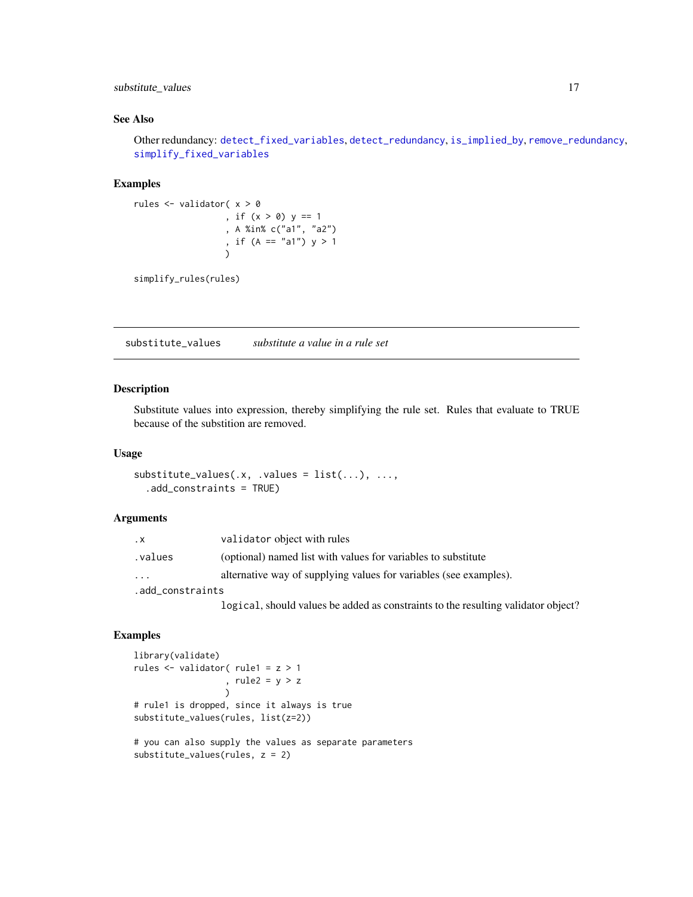## See Also

Other redundancy: detect_fixed_variables, detect_redundancy, is_implied_by, remove_redundancy, simplify_fixed_variables

## Examples

```
rules <- validator( x > 0
                  , if (x > 0) y == 1
                  , A %in% c("a1", "a2")
                  , if (A == "a1") y > 1
                  )

simplify_rules(rules)
```

---

# substitute_values    *substitute a value in a rule set*

---

## Description

Substitute values into expression, thereby simplifying the rule set. Rules that evaluate to TRUE because of the substition are removed.

## Usage

```
substitute_values(.x, .values = list(...), ...,
  .add_constraints = TRUE)
```

## Arguments

| | |
|---|---|
| .x | validator object with rules |
| .values | (optional) named list with values for variables to substitute |
| ... | alternative way of supplying values for variables (see examples). |
| .add_constraints | logical, should values be added as constraints to the resulting validator object? |

## Examples

```
library(validate)
rules <- validator( rule1 = z > 1
                  , rule2 = y > z
                  )
# rule1 is dropped, since it always is true
substitute_values(rules, list(z=2))

# you can also supply the values as separate parameters
substitute_values(rules, z = 2)
```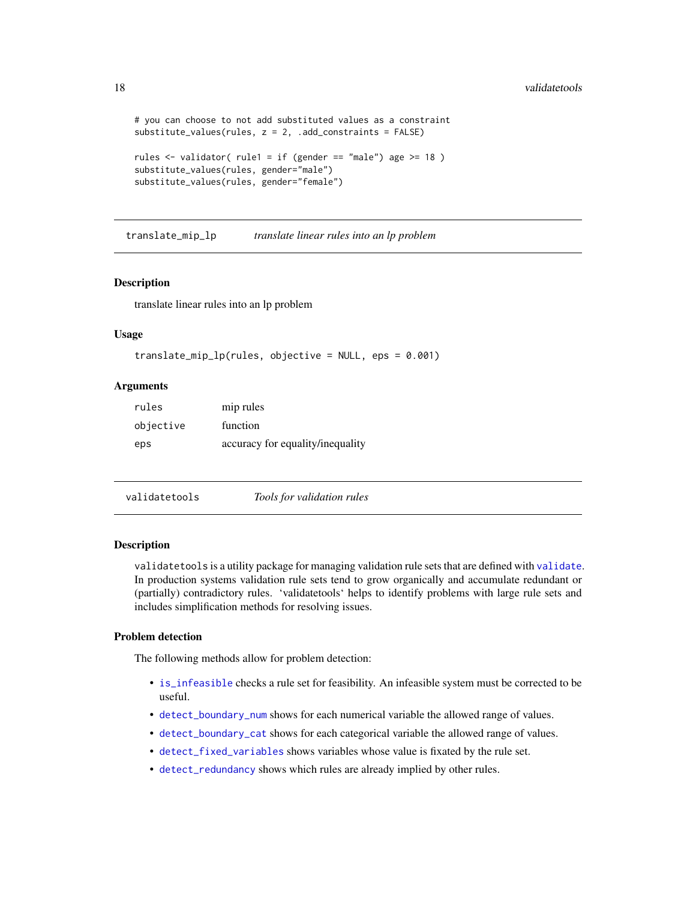```
# you can choose to not add substituted values as a constraint
substitute_values(rules, z = 2, .add_constraints = FALSE)

rules <- validator( rule1 = if (gender == "male") age >= 18 )
substitute_values(rules, gender="male")
substitute_values(rules, gender="female")
```

## translate_mip_lp — *translate linear rules into an lp problem*

### Description

translate linear rules into an lp problem

### Usage

```
translate_mip_lp(rules, objective = NULL, eps = 0.001)
```

### Arguments

| | |
|---|---|
| rules | mip rules |
| objective | function |
| eps | accuracy for equality/inequality |

## validatetools — *Tools for validation rules*

### Description

`validatetools` is a utility package for managing validation rule sets that are defined with `validate`. In production systems validation rule sets tend to grow organically and accumulate redundant or (partially) contradictory rules. 'validatetools' helps to identify problems with large rule sets and includes simplification methods for resolving issues.

### Problem detection

The following methods allow for problem detection:

- `is_infeasible` checks a rule set for feasibility. An infeasible system must be corrected to be useful.
- `detect_boundary_num` shows for each numerical variable the allowed range of values.
- `detect_boundary_cat` shows for each categorical variable the allowed range of values.
- `detect_fixed_variables` shows variables whose value is fixated by the rule set.
- `detect_redundancy` shows which rules are already implied by other rules.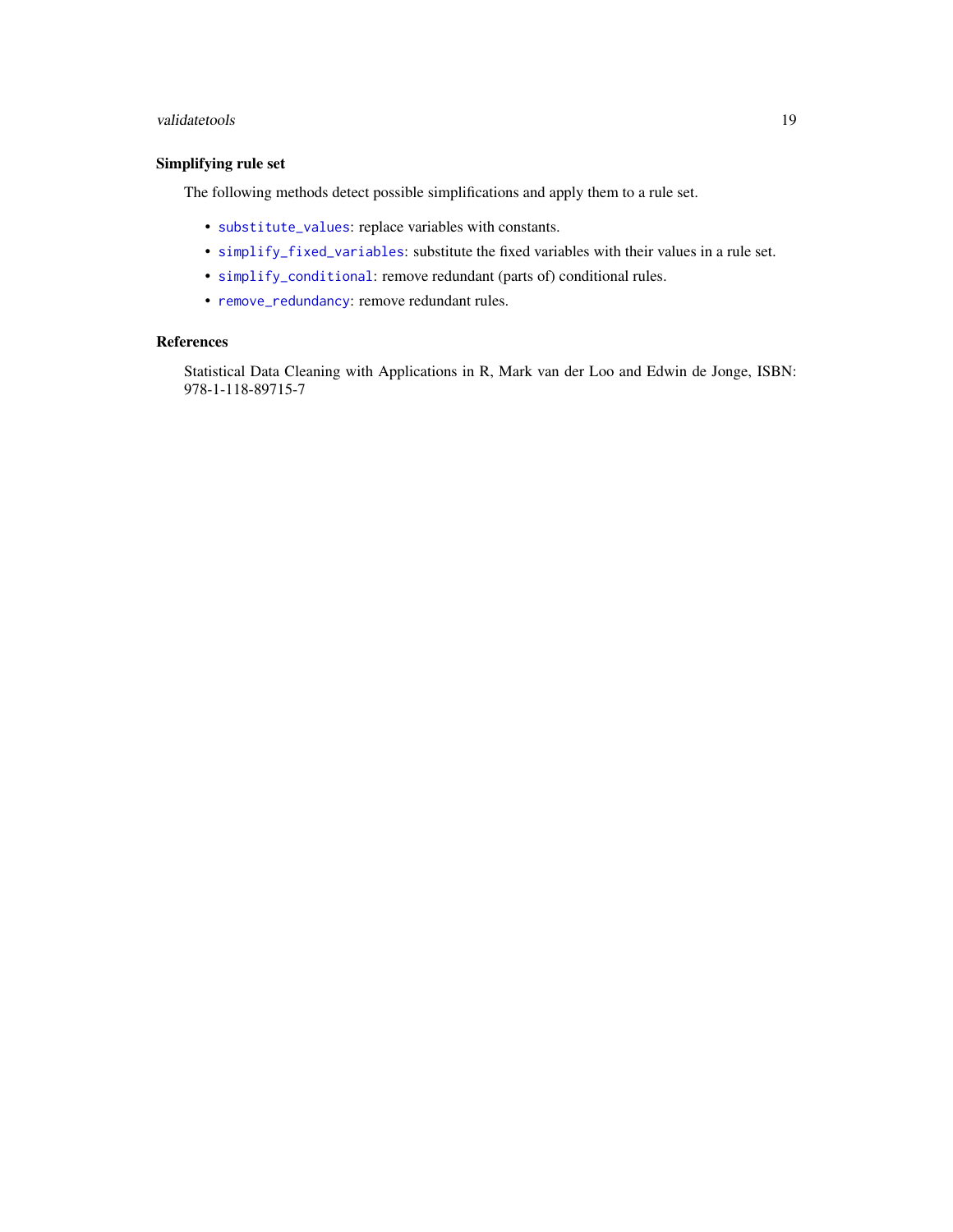### Simplifying rule set

The following methods detect possible simplifications and apply them to a rule set.

- `substitute_values`: replace variables with constants.
- `simplify_fixed_variables`: substitute the fixed variables with their values in a rule set.
- `simplify_conditional`: remove redundant (parts of) conditional rules.
- `remove_redundancy`: remove redundant rules.

### References

Statistical Data Cleaning with Applications in R, Mark van der Loo and Edwin de Jonge, ISBN: 978-1-118-89715-7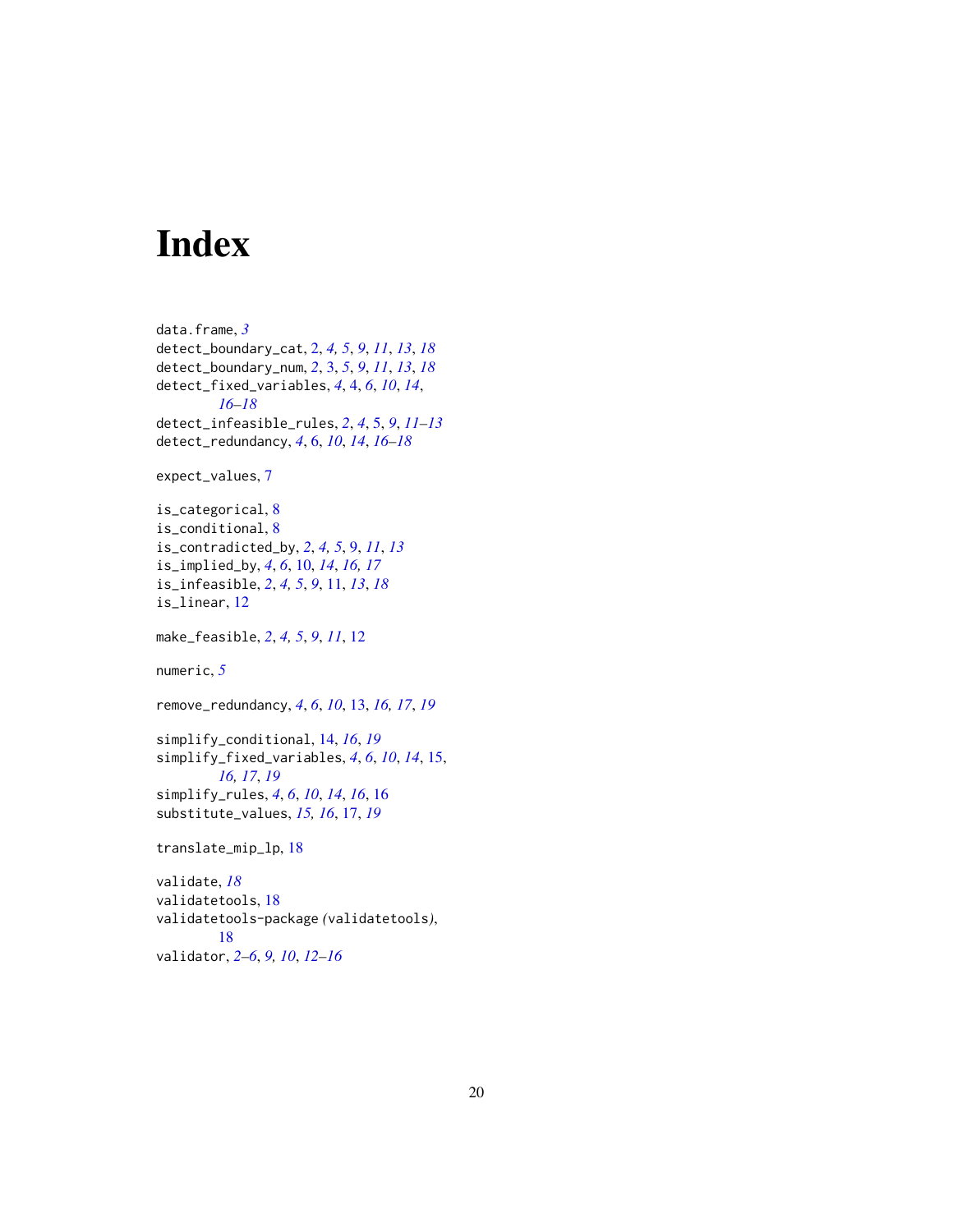# Index

data.frame, *3*
detect_boundary_cat, 2, *4, 5*, *9*, *11*, *13*, *18*
detect_boundary_num, *2*, 3, *5*, *9*, *11*, *13*, *18*
detect_fixed_variables, *4*, 4, *6*, *10*, *14*, *16–18*
detect_infeasible_rules, *2*, *4*, 5, *9*, *11–13*
detect_redundancy, *4*, 6, *10*, *14*, *16–18*

expect_values, 7

is_categorical, 8
is_conditional, 8
is_contradicted_by, *2*, *4, 5*, 9, *11*, *13*
is_implied_by, *4*, *6*, 10, *14*, *16, 17*
is_infeasible, *2*, *4, 5*, *9*, 11, *13*, *18*
is_linear, 12

make_feasible, *2*, *4, 5*, *9*, *11*, 12

numeric, *5*

remove_redundancy, *4*, *6*, *10*, 13, *16, 17*, *19*

simplify_conditional, 14, *16*, *19*
simplify_fixed_variables, *4*, *6*, *10*, *14*, 15, *16, 17*, *19*
simplify_rules, *4*, *6*, *10*, *14*, *16*, 16
substitute_values, *15, 16*, 17, *19*

translate_mip_lp, 18

validate, *18*
validatetools, 18
validatetools-package (validatetools), 18
validator, *2–6*, *9, 10*, *12–16*